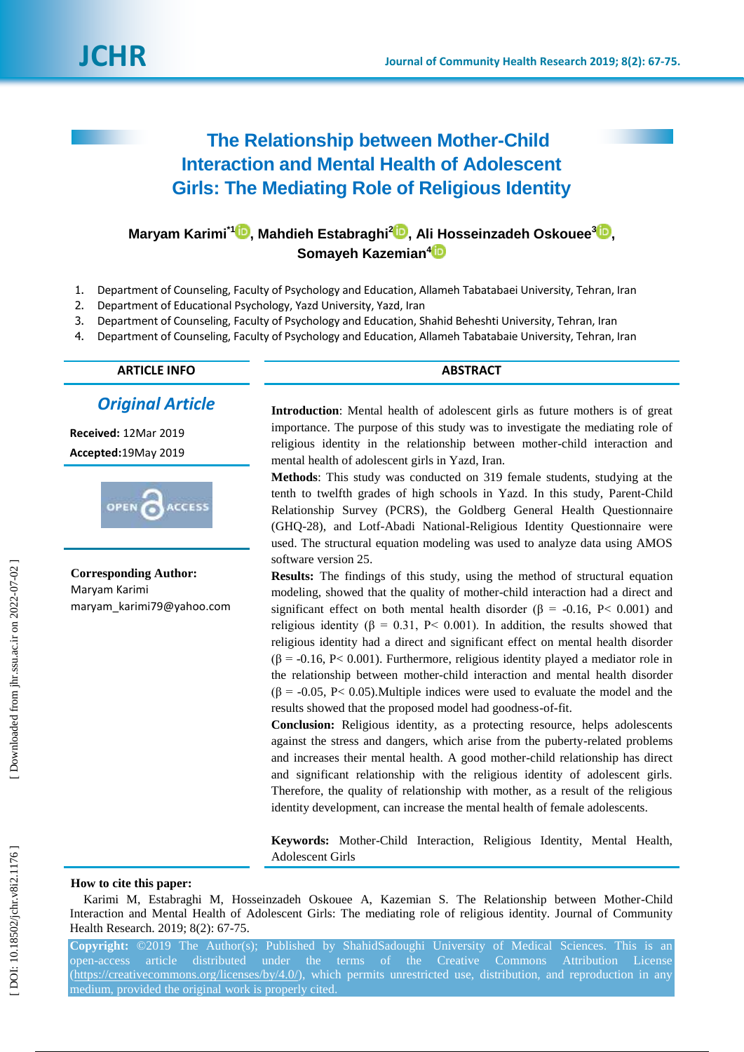# The Relationship between Mother-Child Interaction and Mental Health of Adolescent Girls: The Mediating Role of Religious Identity

**Maryam Karimi**[*1], **Mahdieh Estabraghi**[2], **Ali Hosseinzadeh Oskouee**[3], **Somayeh Kazemian**[4]

1. Department of Counseling, Faculty of Psychology and Education, Allameh Tabatabaei University, Tehran, Iran
2. Department of Educational Psychology, Yazd University, Yazd, Iran
3. Department of Counseling, Faculty of Psychology and Education, Shahid Beheshti University, Tehran, Iran
4. Department of Counseling, Faculty of Psychology and Education, Allameh Tabatabaie University, Tehran, Iran

## ARTICLE INFO

***Original Article***

**Received:** 12Mar 2019

**Accepted:** 19May 2019

**Corresponding Author:**
Maryam Karimi
maryam_karimi79@yahoo.com

## ABSTRACT

**Introduction**: Mental health of adolescent girls as future mothers is of great importance. The purpose of this study was to investigate the mediating role of religious identity in the relationship between mother-child interaction and mental health of adolescent girls in Yazd, Iran.

**Methods**: This study was conducted on 319 female students, studying at the tenth to twelfth grades of high schools in Yazd. In this study, Parent-Child Relationship Survey (PCRS), the Goldberg General Health Questionnaire (GHQ-28), and Lotf-Abadi National-Religious Identity Questionnaire were used. The structural equation modeling was used to analyze data using AMOS software version 25.

**Results:** The findings of this study, using the method of structural equation modeling, showed that the quality of mother-child interaction had a direct and significant effect on both mental health disorder ($\beta$ = -0.16, P< 0.001) and religious identity ($\beta$ = 0.31, P< 0.001). In addition, the results showed that religious identity had a direct and significant effect on mental health disorder ($\beta$ = -0.16, P< 0.001). Furthermore, religious identity played a mediator role in the relationship between mother-child interaction and mental health disorder ($\beta$ = -0.05, P< 0.05).Multiple indices were used to evaluate the model and the results showed that the proposed model had goodness-of-fit.

**Conclusion:** Religious identity, as a protecting resource, helps adolescents against the stress and dangers, which arise from the puberty-related problems and increases their mental health. A good mother-child relationship has direct and significant relationship with the religious identity of adolescent girls. Therefore, the quality of relationship with mother, as a result of the religious identity development, can increase the mental health of female adolescents.

**Keywords:** Mother-Child Interaction, Religious Identity, Mental Health, Adolescent Girls

**How to cite this paper:**

Karimi M, Estabraghi M, Hosseinzadeh Oskouee A, Kazemian S. The Relationship between Mother-Child Interaction and Mental Health of Adolescent Girls: The mediating role of religious identity. Journal of Community Health Research. 2019; 8(2): 67-75.

**Copyright:** ©2019 The Author(s); Published by ShahidSadoughi University of Medical Sciences. This is an open-access article distributed under the terms of the Creative Commons Attribution License (https://creativecommons.org/licenses/by/4.0/), which permits unrestricted use, distribution, and reproduction in any medium, provided the original work is properly cited.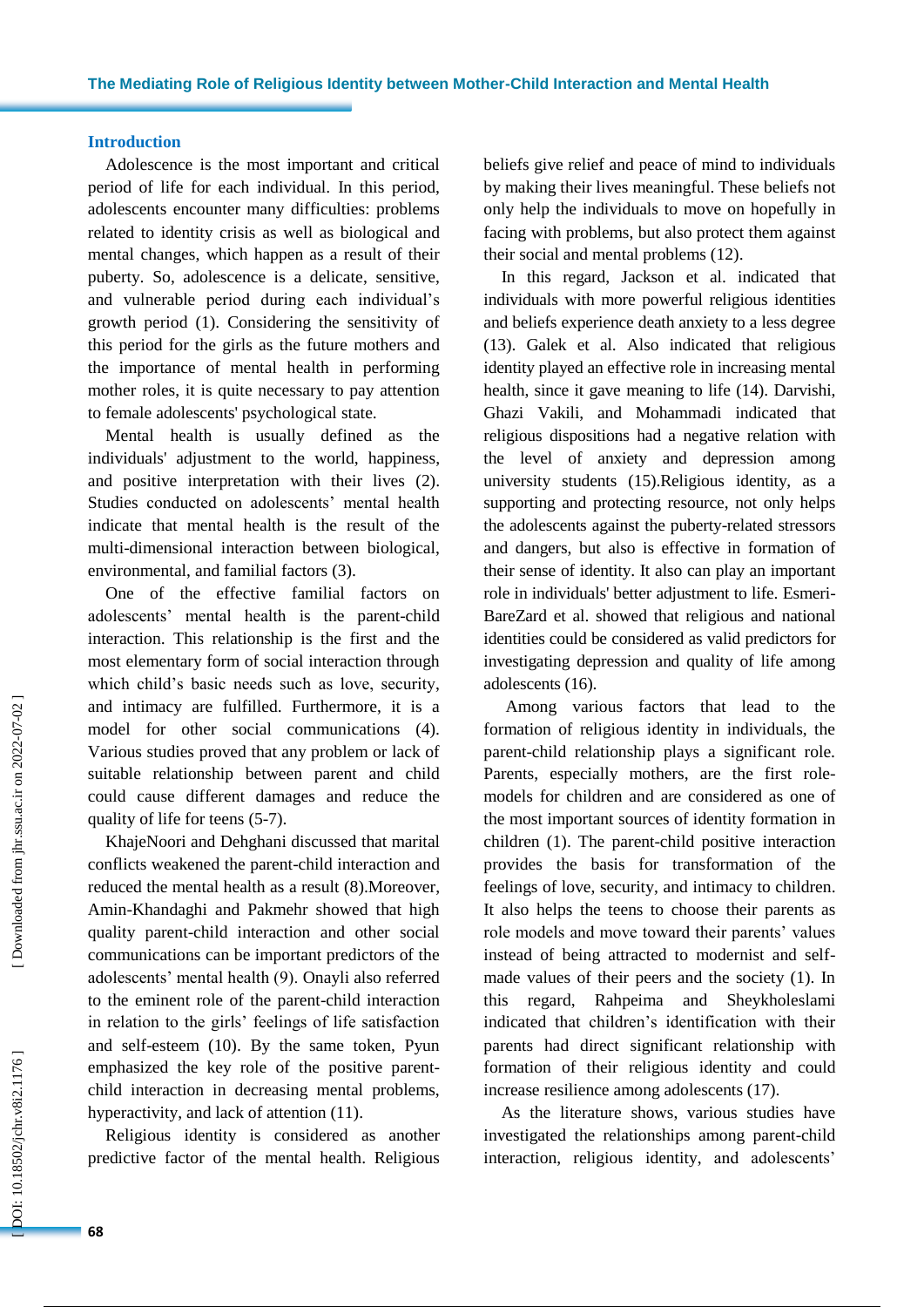## Introduction

Adolescence is the most important and critical period of life for each individual. In this period, adolescents encounter many difficulties: problems related to identity crisis as well as biological and mental changes, which happen as a result of their puberty. So, adolescence is a delicate, sensitive, and vulnerable period during each individual's growth period (1). Considering the sensitivity of this period for the girls as the future mothers and the importance of mental health in performing mother roles, it is quite necessary to pay attention to female adolescents' psychological state.

Mental health is usually defined as the individuals' adjustment to the world, happiness, and positive interpretation with their lives (2). Studies conducted on adolescents' mental health indicate that mental health is the result of the multi-dimensional interaction between biological, environmental, and familial factors (3).

One of the effective familial factors on adolescents' mental health is the parent-child interaction. This relationship is the first and the most elementary form of social interaction through which child's basic needs such as love, security, and intimacy are fulfilled. Furthermore, it is a model for other social communications (4). Various studies proved that any problem or lack of suitable relationship between parent and child could cause different damages and reduce the quality of life for teens (5-7).

KhajeNoori and Dehghani discussed that marital conflicts weakened the parent-child interaction and reduced the mental health as a result (8).Moreover, Amin-Khandaghi and Pakmehr showed that high quality parent-child interaction and other social communications can be important predictors of the adolescents' mental health (9). Onayli also referred to the eminent role of the parent-child interaction in relation to the girls' feelings of life satisfaction and self-esteem (10). By the same token, Pyun emphasized the key role of the positive parent-child interaction in decreasing mental problems, hyperactivity, and lack of attention (11).

Religious identity is considered as another predictive factor of the mental health. Religious beliefs give relief and peace of mind to individuals by making their lives meaningful. These beliefs not only help the individuals to move on hopefully in facing with problems, but also protect them against their social and mental problems (12).

In this regard, Jackson et al. indicated that individuals with more powerful religious identities and beliefs experience death anxiety to a less degree (13). Galek et al. Also indicated that religious identity played an effective role in increasing mental health, since it gave meaning to life (14). Darvishi, Ghazi Vakili, and Mohammadi indicated that religious dispositions had a negative relation with the level of anxiety and depression among university students (15).Religious identity, as a supporting and protecting resource, not only helps the adolescents against the puberty-related stressors and dangers, but also is effective in formation of their sense of identity. It also can play an important role in individuals' better adjustment to life. Esmeri-BareZard et al. showed that religious and national identities could be considered as valid predictors for investigating depression and quality of life among adolescents (16).

Among various factors that lead to the formation of religious identity in individuals, the parent-child relationship plays a significant role. Parents, especially mothers, are the first role-models for children and are considered as one of the most important sources of identity formation in children (1). The parent-child positive interaction provides the basis for transformation of the feelings of love, security, and intimacy to children. It also helps the teens to choose their parents as role models and move toward their parents' values instead of being attracted to modernist and self-made values of their peers and the society (1). In this regard, Rahpeima and Sheykholeslami indicated that children's identification with their parents had direct significant relationship with formation of their religious identity and could increase resilience among adolescents (17).

As the literature shows, various studies have investigated the relationships among parent-child interaction, religious identity, and adolescents'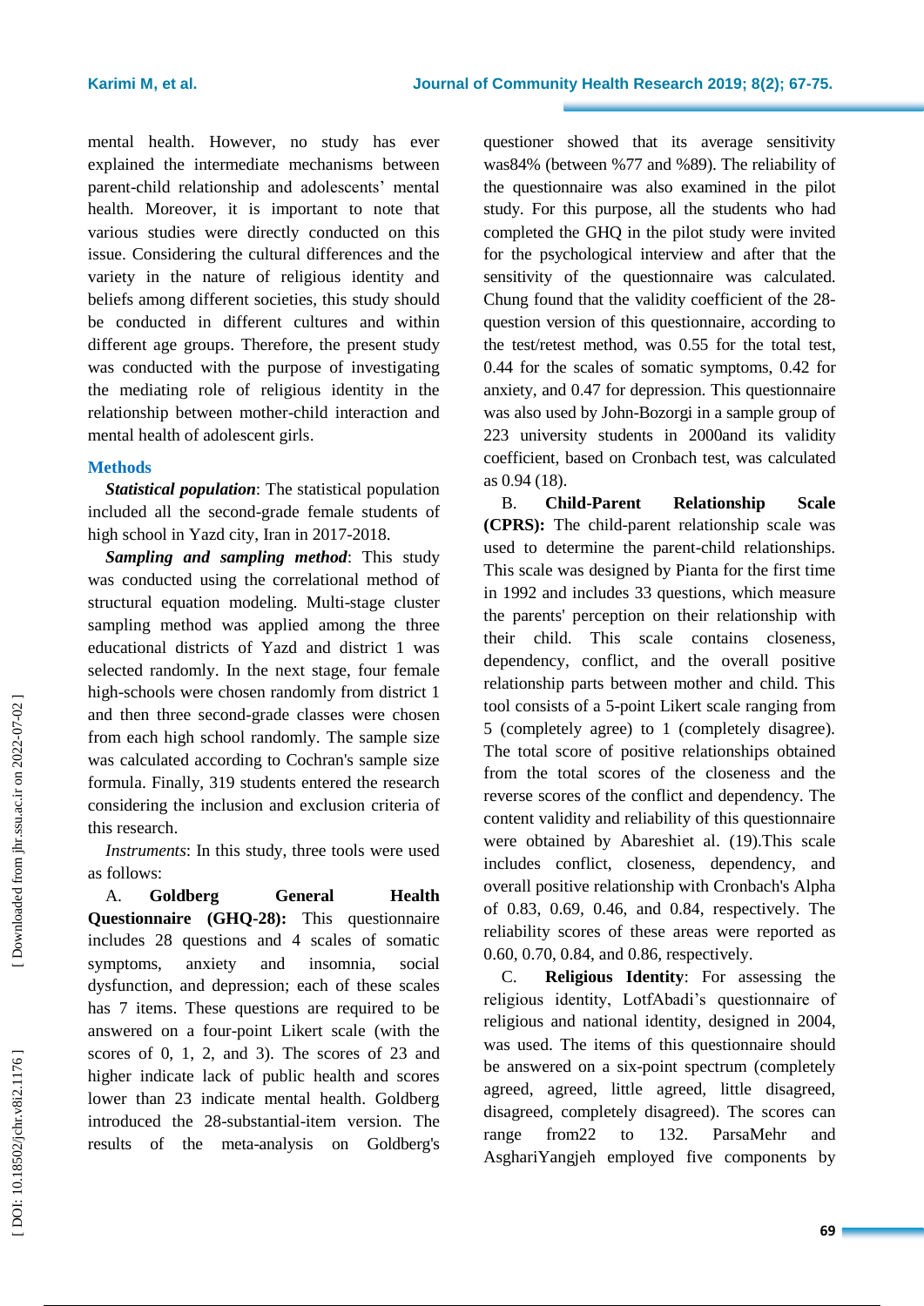mental health. However, no study has ever explained the intermediate mechanisms between parent-child relationship and adolescents' mental health. Moreover, it is important to note that various studies were directly conducted on this issue. Considering the cultural differences and the variety in the nature of religious identity and beliefs among different societies, this study should be conducted in different cultures and within different age groups. Therefore, the present study was conducted with the purpose of investigating the mediating role of religious identity in the relationship between mother-child interaction and mental health of adolescent girls.

## Methods

***Statistical population***: The statistical population included all the second-grade female students of high school in Yazd city, Iran in 2017-2018.

***Sampling and sampling method***: This study was conducted using the correlational method of structural equation modeling. Multi-stage cluster sampling method was applied among the three educational districts of Yazd and district 1 was selected randomly. In the next stage, four female high-schools were chosen randomly from district 1 and then three second-grade classes were chosen from each high school randomly. The sample size was calculated according to Cochran's sample size formula. Finally, 319 students entered the research considering the inclusion and exclusion criteria of this research.

*Instruments*: In this study, three tools were used as follows:

A. **Goldberg General Health Questionnaire (GHQ-28):** This questionnaire includes 28 questions and 4 scales of somatic symptoms, anxiety and insomnia, social dysfunction, and depression; each of these scales has 7 items. These questions are required to be answered on a four-point Likert scale (with the scores of 0, 1, 2, and 3). The scores of 23 and higher indicate lack of public health and scores lower than 23 indicate mental health. Goldberg introduced the 28-substantial-item version. The results of the meta-analysis on Goldberg's questioner showed that its average sensitivity was84% (between %77 and %89). The reliability of the questionnaire was also examined in the pilot study. For this purpose, all the students who had completed the GHQ in the pilot study were invited for the psychological interview and after that the sensitivity of the questionnaire was calculated. Chung found that the validity coefficient of the 28-question version of this questionnaire, according to the test/retest method, was 0.55 for the total test, 0.44 for the scales of somatic symptoms, 0.42 for anxiety, and 0.47 for depression. This questionnaire was also used by John-Bozorgi in a sample group of 223 university students in 2000and its validity coefficient, based on Cronbach test, was calculated as 0.94 (18).

B. **Child-Parent Relationship Scale (CPRS):** The child-parent relationship scale was used to determine the parent-child relationships. This scale was designed by Pianta for the first time in 1992 and includes 33 questions, which measure the parents' perception on their relationship with their child. This scale contains closeness, dependency, conflict, and the overall positive relationship parts between mother and child. This tool consists of a 5-point Likert scale ranging from 5 (completely agree) to 1 (completely disagree). The total score of positive relationships obtained from the total scores of the closeness and the reverse scores of the conflict and dependency. The content validity and reliability of this questionnaire were obtained by Abareshiet al. (19).This scale includes conflict, closeness, dependency, and overall positive relationship with Cronbach's Alpha of 0.83, 0.69, 0.46, and 0.84, respectively. The reliability scores of these areas were reported as 0.60, 0.70, 0.84, and 0.86, respectively.

C. **Religious Identity**: For assessing the religious identity, LotfAbadi's questionnaire of religious and national identity, designed in 2004, was used. The items of this questionnaire should be answered on a six-point spectrum (completely agreed, agreed, little agreed, little disagreed, disagreed, completely disagreed). The scores can range from22 to 132. ParsaMehr and AsghariYangjeh employed five components by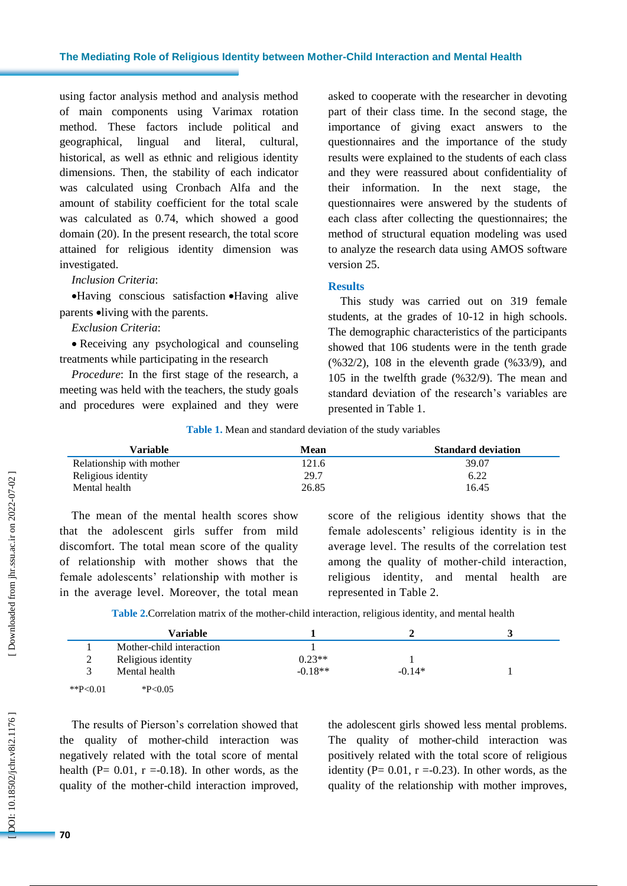using factor analysis method and analysis method of main components using Varimax rotation method. These factors include political and geographical, lingual and literal, cultural, historical, as well as ethnic and religious identity dimensions. Then, the stability of each indicator was calculated using Cronbach Alfa and the amount of stability coefficient for the total scale was calculated as 0.74, which showed a good domain (20). In the present research, the total score attained for religious identity dimension was investigated.

*Inclusion Criteria*:

•Having conscious satisfaction •Having alive parents •living with the parents.

*Exclusion Criteria*:

• Receiving any psychological and counseling treatments while participating in the research

*Procedure*: In the first stage of the research, a meeting was held with the teachers, the study goals and procedures were explained and they were asked to cooperate with the researcher in devoting part of their class time. In the second stage, the importance of giving exact answers to the questionnaires and the importance of the study results were explained to the students of each class and they were reassured about confidentiality of their information. In the next stage, the questionnaires were answered by the students of each class after collecting the questionnaires; the method of structural equation modeling was used to analyze the research data using AMOS software version 25.

## Results

This study was carried out on 319 female students, at the grades of 10-12 in high schools. The demographic characteristics of the participants showed that 106 students were in the tenth grade (%32/2), 108 in the eleventh grade (%33/9), and 105 in the twelfth grade (%32/9). The mean and standard deviation of the research's variables are presented in Table 1.

**Table 1.** Mean and standard deviation of the study variables

| Variable | Mean | Standard deviation |
|---|---|---|
| Relationship with mother | 121.6 | 39.07 |
| Religious identity | 29.7 | 6.22 |
| Mental health | 26.85 | 16.45 |

The mean of the mental health scores show that the adolescent girls suffer from mild discomfort. The total mean score of the quality of relationship with mother shows that the female adolescents' relationship with mother is in the average level. Moreover, the total mean score of the religious identity shows that the female adolescents' religious identity is in the average level. The results of the correlation test among the quality of mother-child interaction, religious identity, and mental health are represented in Table 2.

**Table 2.** Correlation matrix of the mother-child interaction, religious identity, and mental health

| | Variable | 1 | 2 | 3 |
|---|---|---|---|---|
| 1 | Mother-child interaction | 1 | | |
| 2 | Religious identity | 0.23** | 1 | |
| 3 | Mental health | -0.18** | -0.14* | 1 |

**P<0.01 *P<0.05

The results of Pierson's correlation showed that the quality of mother-child interaction was negatively related with the total score of mental health (P= 0.01, r =-0.18). In other words, as the quality of the mother-child interaction improved, the adolescent girls showed less mental problems. The quality of mother-child interaction was positively related with the total score of religious identity (P= 0.01, r =-0.23). In other words, as the quality of the relationship with mother improves,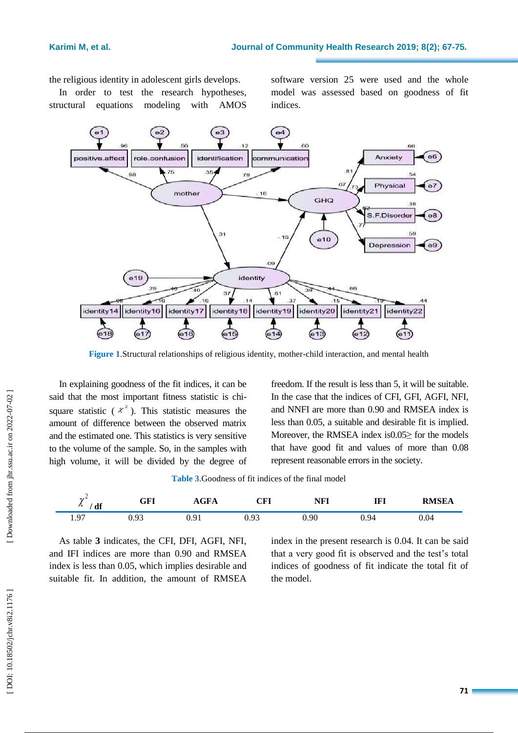the religious identity in adolescent girls develops.

In order to test the research hypotheses, structural equations modeling with AMOS software version 25 were used and the whole model was assessed based on goodness of fit indices.

**Figure 1**.Structural relationships of religious identity, mother-child interaction, and mental health

In explaining goodness of the fit indices, it can be said that the most important fitness statistic is chi-square statistic ( $\chi^2$ ). This statistic measures the amount of difference between the observed matrix and the estimated one. This statistics is very sensitive to the volume of the sample. So, in the samples with high volume, it will be divided by the degree of freedom. If the result is less than 5, it will be suitable. In the case that the indices of CFI, GFI, AGFI, NFI, and NNFI are more than 0.90 and RMSEA index is less than 0.05, a suitable and desirable fit is implied. Moreover, the RMSEA index is0.05≥ for the models that have good fit and values of more than 0.08 represent reasonable errors in the society.

**Table 3**.Goodness of fit indices of the final model

| $\chi^2$ / df | GFI | AGFA | CFI | NFI | IFI | RMSEA |
|---|---|---|---|---|---|---|
| 1.97 | 0.93 | 0.91 | 0.93 | 0.90 | 0.94 | 0.04 |

As table **3** indicates, the CFI, DFI, AGFI, NFI, and IFI indices are more than 0.90 and RMSEA index is less than 0.05, which implies desirable and suitable fit. In addition, the amount of RMSEA index in the present research is 0.04. It can be said that a very good fit is observed and the test's total indices of goodness of fit indicate the total fit of the model.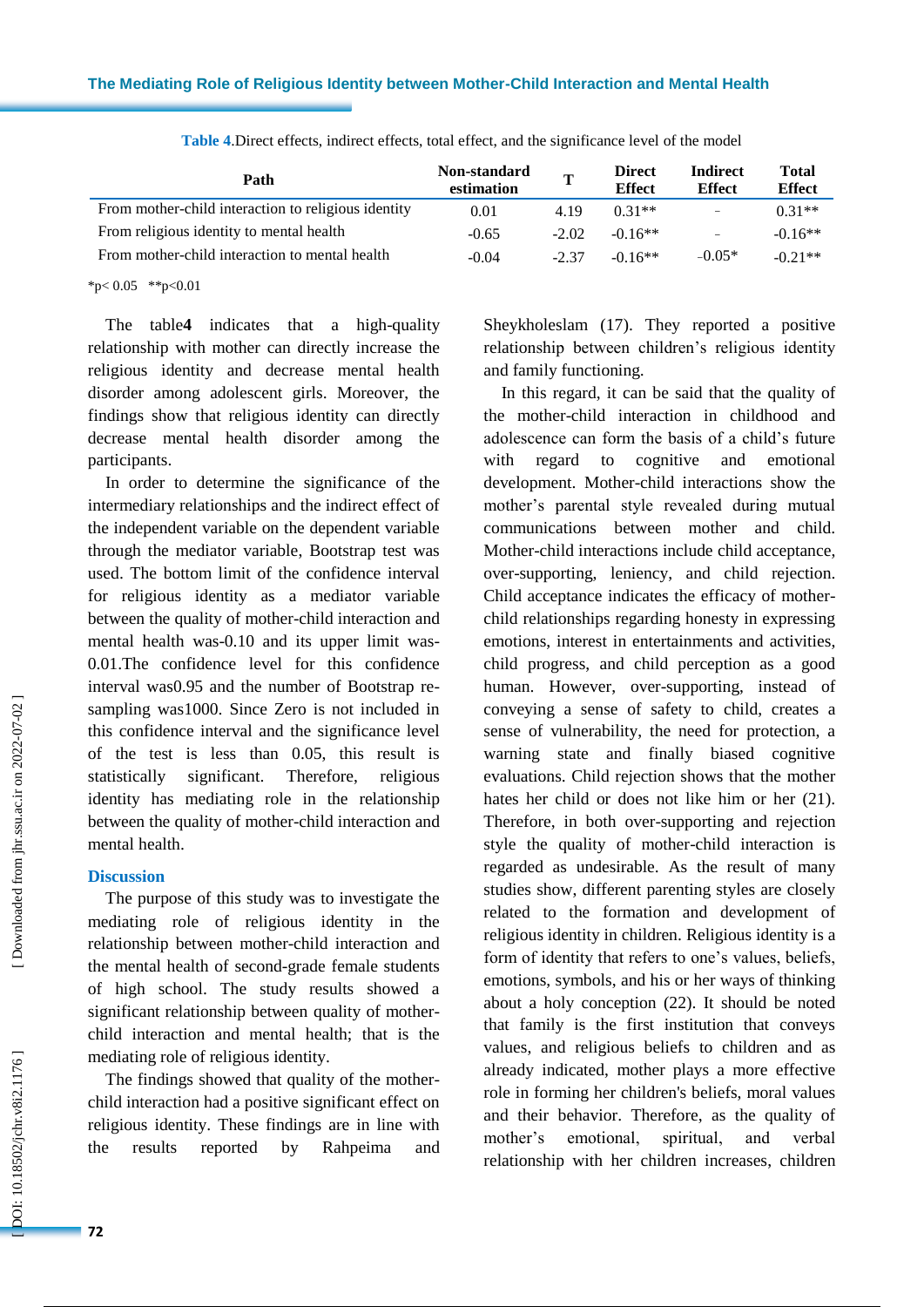**Table 4.** Direct effects, indirect effects, total effect, and the significance level of the model

| Path | Non-standard estimation | T | Direct Effect | Indirect Effect | Total Effect |
|---|---|---|---|---|---|
| From mother-child interaction to religious identity | 0.01 | 4.19 | 0.31** | - | 0.31** |
| From religious identity to mental health | -0.65 | -2.02 | -0.16** | - | -0.16** |
| From mother-child interaction to mental health | -0.04 | -2.37 | -0.16** | -0.05* | -0.21** |

*p< 0.05 **p<0.01

The table**4** indicates that a high-quality relationship with mother can directly increase the religious identity and decrease mental health disorder among adolescent girls. Moreover, the findings show that religious identity can directly decrease mental health disorder among the participants.

In order to determine the significance of the intermediary relationships and the indirect effect of the independent variable on the dependent variable through the mediator variable, Bootstrap test was used. The bottom limit of the confidence interval for religious identity as a mediator variable between the quality of mother-child interaction and mental health was-0.10 and its upper limit was-0.01.The confidence level for this confidence interval was0.95 and the number of Bootstrap re-sampling was1000. Since Zero is not included in this confidence interval and the significance level of the test is less than 0.05, this result is statistically significant. Therefore, religious identity has mediating role in the relationship between the quality of mother-child interaction and mental health.

## Discussion

The purpose of this study was to investigate the mediating role of religious identity in the relationship between mother-child interaction and the mental health of second-grade female students of high school. The study results showed a significant relationship between quality of mother-child interaction and mental health; that is the mediating role of religious identity.

The findings showed that quality of the mother-child interaction had a positive significant effect on religious identity. These findings are in line with the results reported by Rahpeima and Sheykholeslam (17). They reported a positive relationship between children's religious identity and family functioning.

In this regard, it can be said that the quality of the mother-child interaction in childhood and adolescence can form the basis of a child's future with regard to cognitive and emotional development. Mother-child interactions show the mother's parental style revealed during mutual communications between mother and child. Mother-child interactions include child acceptance, over-supporting, leniency, and child rejection. Child acceptance indicates the efficacy of mother-child relationships regarding honesty in expressing emotions, interest in entertainments and activities, child progress, and child perception as a good human. However, over-supporting, instead of conveying a sense of safety to child, creates a sense of vulnerability, the need for protection, a warning state and finally biased cognitive evaluations. Child rejection shows that the mother hates her child or does not like him or her (21). Therefore, in both over-supporting and rejection style the quality of mother-child interaction is regarded as undesirable. As the result of many studies show, different parenting styles are closely related to the formation and development of religious identity in children. Religious identity is a form of identity that refers to one's values, beliefs, emotions, symbols, and his or her ways of thinking about a holy conception (22). It should be noted that family is the first institution that conveys values, and religious beliefs to children and as already indicated, mother plays a more effective role in forming her children's beliefs, moral values and their behavior. Therefore, as the quality of mother's emotional, spiritual, and verbal relationship with her children increases, children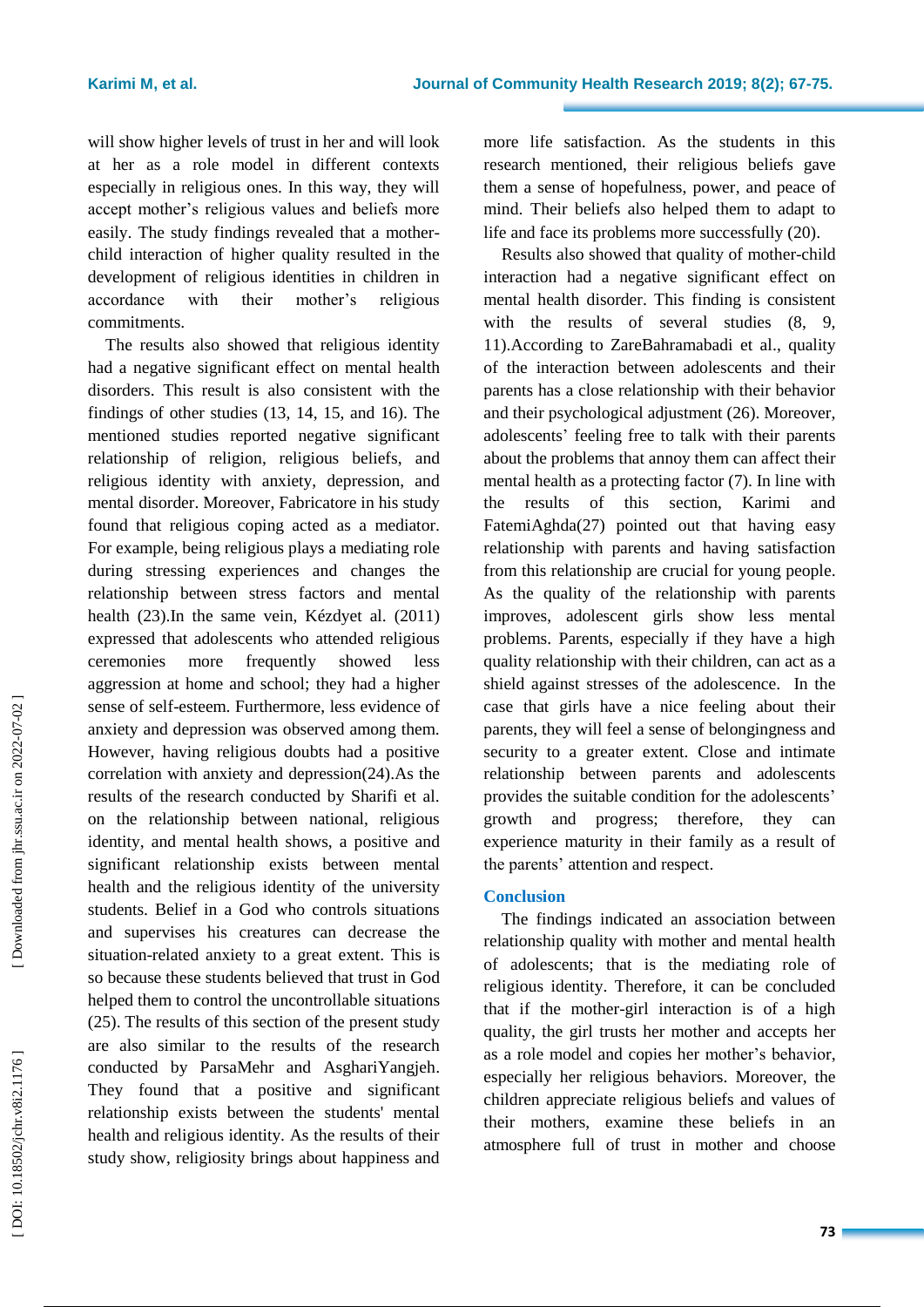will show higher levels of trust in her and will look at her as a role model in different contexts especially in religious ones. In this way, they will accept mother's religious values and beliefs more easily. The study findings revealed that a mother-child interaction of higher quality resulted in the development of religious identities in children in accordance with their mother's religious commitments.

The results also showed that religious identity had a negative significant effect on mental health disorders. This result is also consistent with the findings of other studies (13, 14, 15, and 16). The mentioned studies reported negative significant relationship of religion, religious beliefs, and religious identity with anxiety, depression, and mental disorder. Moreover, Fabricatore in his study found that religious coping acted as a mediator. For example, being religious plays a mediating role during stressing experiences and changes the relationship between stress factors and mental health (23).In the same vein, Kézdyet al. (2011) expressed that adolescents who attended religious ceremonies more frequently showed less aggression at home and school; they had a higher sense of self-esteem. Furthermore, less evidence of anxiety and depression was observed among them. However, having religious doubts had a positive correlation with anxiety and depression(24).As the results of the research conducted by Sharifi et al. on the relationship between national, religious identity, and mental health shows, a positive and significant relationship exists between mental health and the religious identity of the university students. Belief in a God who controls situations and supervises his creatures can decrease the situation-related anxiety to a great extent. This is so because these students believed that trust in God helped them to control the uncontrollable situations (25). The results of this section of the present study are also similar to the results of the research conducted by ParsaMehr and AsghariYangjeh. They found that a positive and significant relationship exists between the students' mental health and religious identity. As the results of their study show, religiosity brings about happiness and more life satisfaction. As the students in this research mentioned, their religious beliefs gave them a sense of hopefulness, power, and peace of mind. Their beliefs also helped them to adapt to life and face its problems more successfully (20).

Results also showed that quality of mother-child interaction had a negative significant effect on mental health disorder. This finding is consistent with the results of several studies (8, 9, 11).According to ZareBahramabadi et al., quality of the interaction between adolescents and their parents has a close relationship with their behavior and their psychological adjustment (26). Moreover, adolescents' feeling free to talk with their parents about the problems that annoy them can affect their mental health as a protecting factor (7). In line with the results of this section, Karimi and FatemiAghda(27) pointed out that having easy relationship with parents and having satisfaction from this relationship are crucial for young people. As the quality of the relationship with parents improves, adolescent girls show less mental problems. Parents, especially if they have a high quality relationship with their children, can act as a shield against stresses of the adolescence. In the case that girls have a nice feeling about their parents, they will feel a sense of belongingness and security to a greater extent. Close and intimate relationship between parents and adolescents provides the suitable condition for the adolescents' growth and progress; therefore, they can experience maturity in their family as a result of the parents' attention and respect.

## Conclusion

The findings indicated an association between relationship quality with mother and mental health of adolescents; that is the mediating role of religious identity. Therefore, it can be concluded that if the mother-girl interaction is of a high quality, the girl trusts her mother and accepts her as a role model and copies her mother's behavior, especially her religious behaviors. Moreover, the children appreciate religious beliefs and values of their mothers, examine these beliefs in an atmosphere full of trust in mother and choose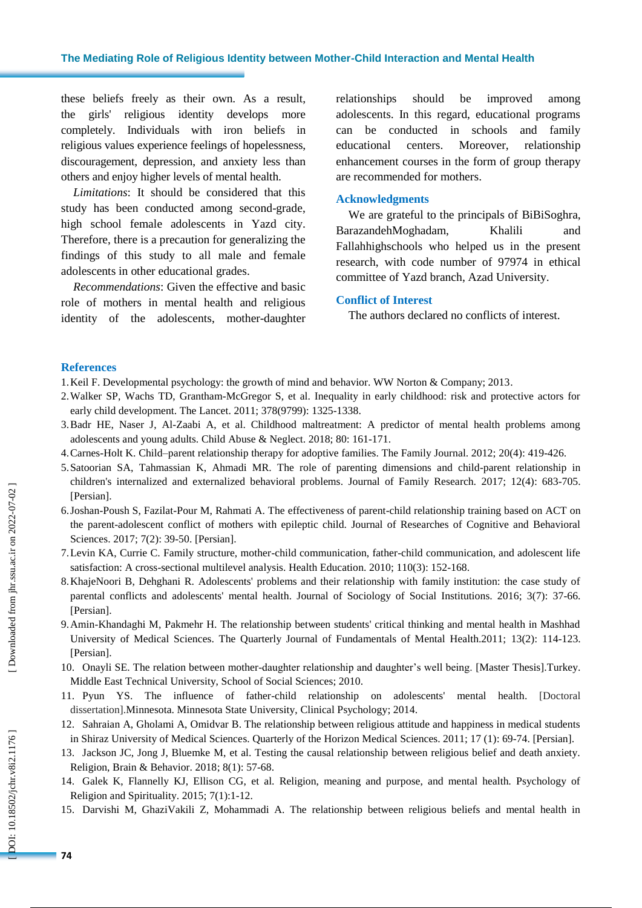these beliefs freely as their own. As a result, the girls' religious identity develops more completely. Individuals with iron beliefs in religious values experience feelings of hopelessness, discouragement, depression, and anxiety less than others and enjoy higher levels of mental health.

*Limitations*: It should be considered that this study has been conducted among second-grade, high school female adolescents in Yazd city. Therefore, there is a precaution for generalizing the findings of this study to all male and female adolescents in other educational grades.

*Recommendations*: Given the effective and basic role of mothers in mental health and religious identity of the adolescents, mother-daughter relationships should be improved among adolescents. In this regard, educational programs can be conducted in schools and family educational centers. Moreover, relationship enhancement courses in the form of group therapy are recommended for mothers.

## Acknowledgments

We are grateful to the principals of BiBiSoghra, BarazandehMoghadam, Khalili and Fallahhighschools who helped us in the present research, with code number of 97974 in ethical committee of Yazd branch, Azad University.

## Conflict of Interest

The authors declared no conflicts of interest.

## References

1. Keil F. Developmental psychology: the growth of mind and behavior. WW Norton & Company; 2013.
2. Walker SP, Wachs TD, Grantham-McGregor S, et al. Inequality in early childhood: risk and protective actors for early child development. The Lancet. 2011; 378(9799): 1325-1338.
3. Badr HE, Naser J, Al-Zaabi A, et al. Childhood maltreatment: A predictor of mental health problems among adolescents and young adults. Child Abuse & Neglect. 2018; 80: 161-171.
4. Carnes-Holt K. Child–parent relationship therapy for adoptive families. The Family Journal. 2012; 20(4): 419-426.
5. Satoorian SA, Tahmassian K, Ahmadi MR. The role of parenting dimensions and child-parent relationship in children's internalized and externalized behavioral problems. Journal of Family Research. 2017; 12(4): 683-705. [Persian].
6. Joshan-Poush S, Fazilat-Pour M, Rahmati A. The effectiveness of parent-child relationship training based on ACT on the parent-adolescent conflict of mothers with epileptic child. Journal of Researches of Cognitive and Behavioral Sciences. 2017; 7(2): 39-50. [Persian].
7. Levin KA, Currie C. Family structure, mother-child communication, father-child communication, and adolescent life satisfaction: A cross-sectional multilevel analysis. Health Education. 2010; 110(3): 152-168.
8. KhajeNoori B, Dehghani R. Adolescents' problems and their relationship with family institution: the case study of parental conflicts and adolescents' mental health. Journal of Sociology of Social Institutions. 2016; 3(7): 37-66. [Persian].
9. Amin-Khandaghi M, Pakmehr H. The relationship between students' critical thinking and mental health in Mashhad University of Medical Sciences. The Quarterly Journal of Fundamentals of Mental Health.2011; 13(2): 114-123. [Persian].
10. Onayli SE. The relation between mother-daughter relationship and daughter's well being. [Master Thesis].Turkey. Middle East Technical University, School of Social Sciences; 2010.
11. Pyun YS. The influence of father-child relationship on adolescents' mental health. [Doctoral dissertation].Minnesota. Minnesota State University, Clinical Psychology; 2014.
12. Sahraian A, Gholami A, Omidvar B. The relationship between religious attitude and happiness in medical students in Shiraz University of Medical Sciences. Quarterly of the Horizon Medical Sciences. 2011; 17 (1): 69-74. [Persian].
13. Jackson JC, Jong J, Bluemke M, et al. Testing the causal relationship between religious belief and death anxiety. Religion, Brain & Behavior. 2018; 8(1): 57-68.
14. Galek K, Flannelly KJ, Ellison CG, et al. Religion, meaning and purpose, and mental health. Psychology of Religion and Spirituality. 2015; 7(1):1-12.
15. Darvishi M, GhaziVakili Z, Mohammadi A. The relationship between religious beliefs and mental health in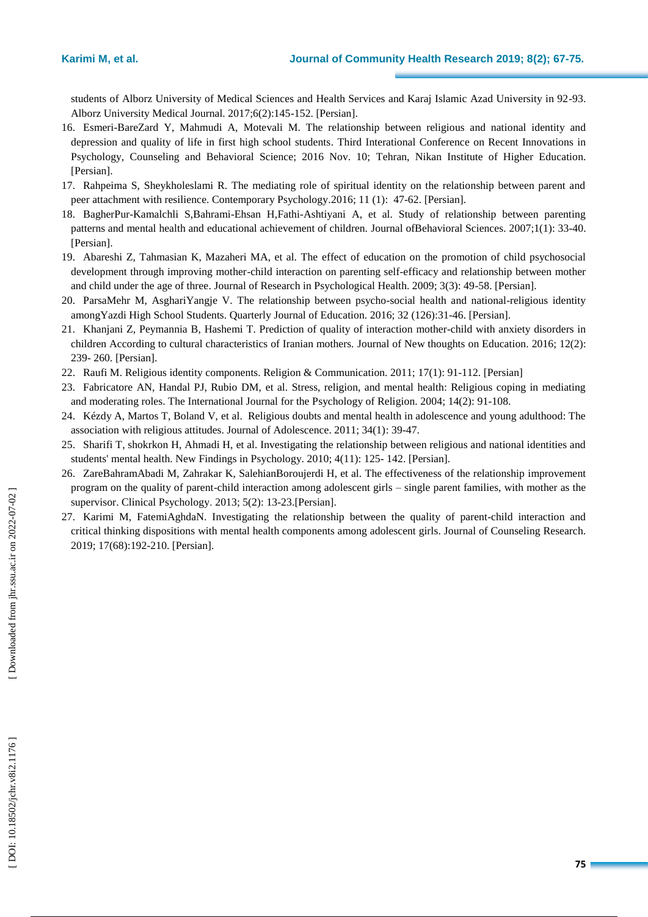students of Alborz University of Medical Sciences and Health Services and Karaj Islamic Azad University in 92-93. Alborz University Medical Journal. 2017;6(2):145-152. [Persian].

16. Esmeri-BareZard Y, Mahmudi A, Motevali M. The relationship between religious and national identity and depression and quality of life in first high school students. Third Interational Conference on Recent Innovations in Psychology, Counseling and Behavioral Science; 2016 Nov. 10; Tehran, Nikan Institute of Higher Education. [Persian].
17. Rahpeima S, Sheykholeslami R. The mediating role of spiritual identity on the relationship between parent and peer attachment with resilience. Contemporary Psychology.2016; 11 (1): 47-62. [Persian].
18. BagherPur-Kamalchli S,Bahrami-Ehsan H,Fathi-Ashtiyani A, et al. Study of relationship between parenting patterns and mental health and educational achievement of children. Journal ofBehavioral Sciences. 2007;1(1): 33-40. [Persian].
19. Abareshi Z, Tahmasian K, Mazaheri MA, et al. The effect of education on the promotion of child psychosocial development through improving mother-child interaction on parenting self-efficacy and relationship between mother and child under the age of three. Journal of Research in Psychological Health. 2009; 3(3): 49-58. [Persian].
20. ParsaMehr M, AsghariYangje V. The relationship between psycho-social health and national-religious identity amongYazdi High School Students. Quarterly Journal of Education. 2016; 32 (126):31-46. [Persian].
21. Khanjani Z, Peymannia B, Hashemi T. Prediction of quality of interaction mother-child with anxiety disorders in children According to cultural characteristics of Iranian mothers. Journal of New thoughts on Education. 2016; 12(2): 239- 260. [Persian].
22. Raufi M. Religious identity components. Religion & Communication. 2011; 17(1): 91-112. [Persian]
23. Fabricatore AN, Handal PJ, Rubio DM, et al. Stress, religion, and mental health: Religious coping in mediating and moderating roles. The International Journal for the Psychology of Religion. 2004; 14(2): 91-108.
24. Kézdy A, Martos T, Boland V, et al. Religious doubts and mental health in adolescence and young adulthood: The association with religious attitudes. Journal of Adolescence. 2011; 34(1): 39-47.
25. Sharifi T, shokrkon H, Ahmadi H, et al. Investigating the relationship between religious and national identities and students' mental health. New Findings in Psychology. 2010; 4(11): 125- 142. [Persian].
26. ZareBahramAbadi M, Zahrakar K, SalehianBoroujerdi H, et al. The effectiveness of the relationship improvement program on the quality of parent-child interaction among adolescent girls – single parent families, with mother as the supervisor. Clinical Psychology. 2013; 5(2): 13-23.[Persian].
27. Karimi M, FatemiAghdaN. Investigating the relationship between the quality of parent-child interaction and critical thinking dispositions with mental health components among adolescent girls. Journal of Counseling Research. 2019; 17(68):192-210. [Persian].